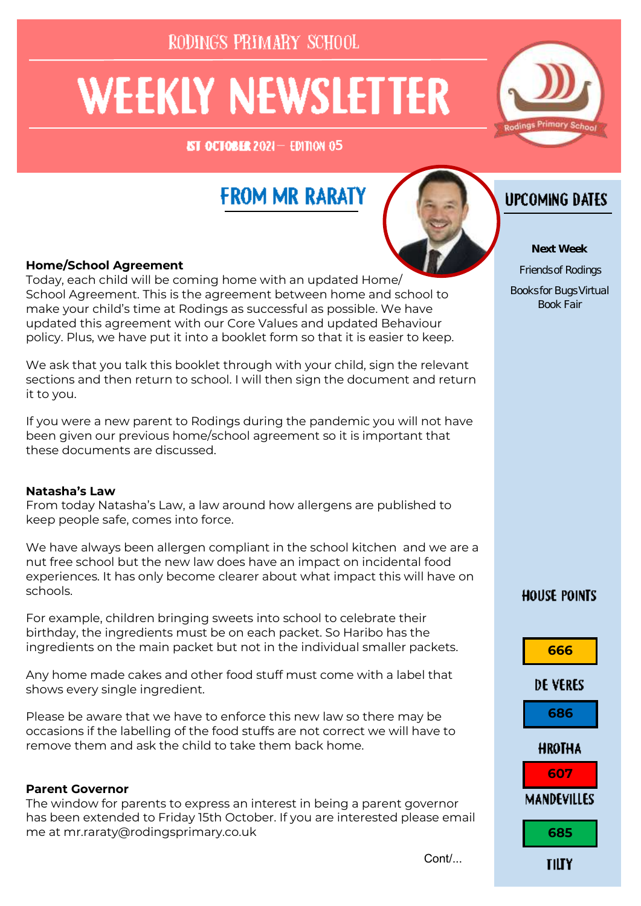RODINGS PRIMARY SCHOOL

# WEEKLY NEWSLETTER

1ST OCTOBER 2021 — EDITION 05

## FROM MR RARATY

**Home/School Agreement**
Today, each child will be coming home with an updated Home/School Agreement. This is the agreement between home and school to make your child's time at Rodings as successful as possible. We have updated this agreement with our Core Values and updated Behaviour policy. Plus, we have put it into a booklet form so that it is easier to keep.

We ask that you talk this booklet through with your child, sign the relevant sections and then return to school. I will then sign the document and return it to you.

If you were a new parent to Rodings during the pandemic you will not have been given our previous home/school agreement so it is important that these documents are discussed.

**Natasha's Law**
From today Natasha's Law, a law around how allergens are published to keep people safe, comes into force.

We have always been allergen compliant in the school kitchen and we are a nut free school but the new law does have an impact on incidental food experiences. It has only become clearer about what impact this will have on schools.

For example, children bringing sweets into school to celebrate their birthday, the ingredients must be on each packet. So Haribo has the ingredients on the main packet but not in the individual smaller packets.

Any home made cakes and other food stuff must come with a label that shows every single ingredient.

Please be aware that we have to enforce this new law so there may be occasions if the labelling of the food stuffs are not correct we will have to remove them and ask the child to take them back home.

**Parent Governor**
The window for parents to express an interest in being a parent governor has been extended to Friday 15th October. If you are interested please email me at mr.raraty@rodingsprimary.co.uk

Cont/...

## UPCOMING DATES

**Next Week**

Friends of Rodings

Books for Bugs Virtual Book Fair

## HOUSE POINTS

| House | Points |
|---|---|
| DE VERES | 666 |
| HROTHA | 686 |
| MANDEVILLES | 607 |
| TILTY | 685 |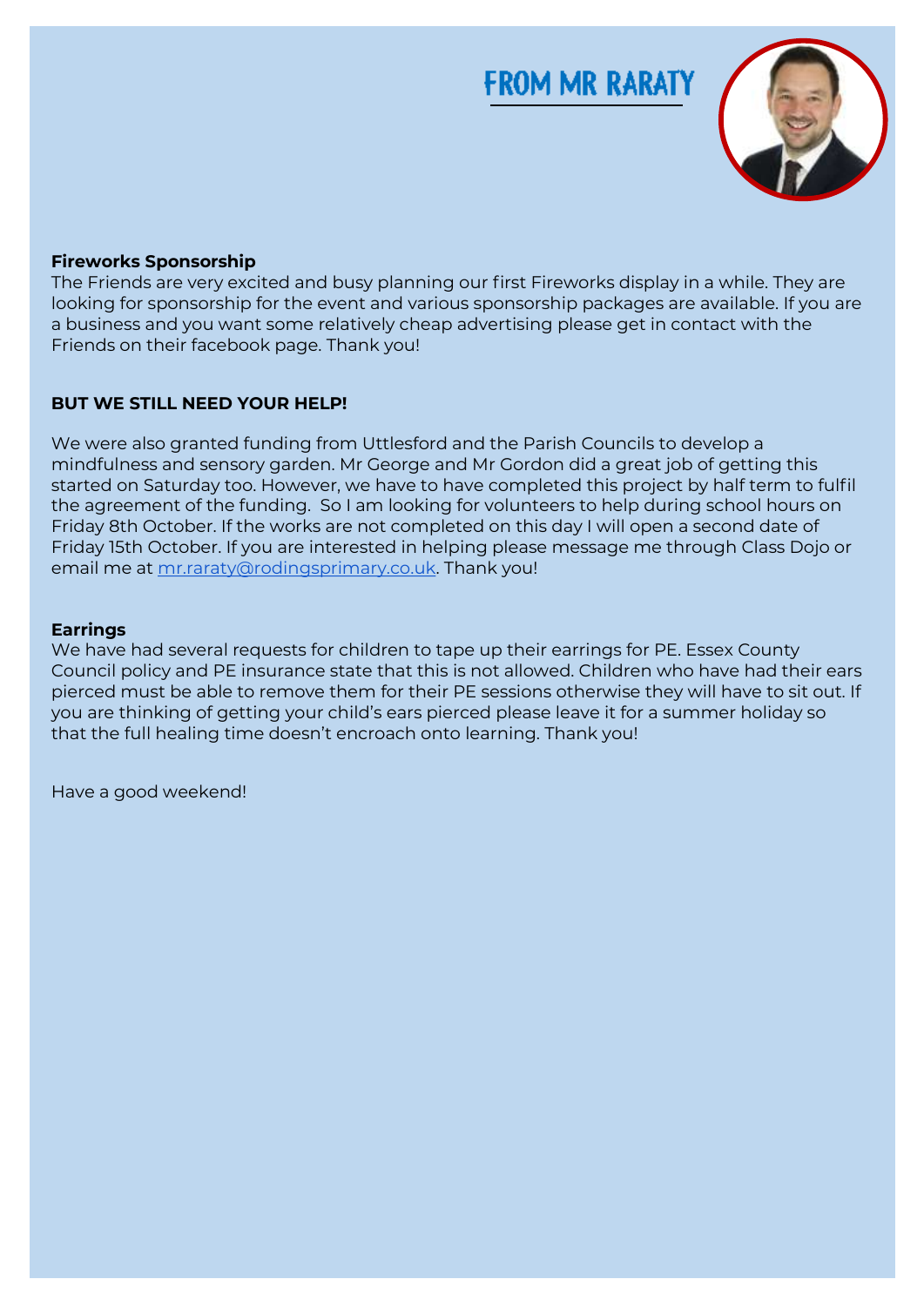# FROM MR RARATY

**Fireworks Sponsorship**

The Friends are very excited and busy planning our first Fireworks display in a while. They are looking for sponsorship for the event and various sponsorship packages are available. If you are a business and you want some relatively cheap advertising please get in contact with the Friends on their facebook page. Thank you!

**BUT WE STILL NEED YOUR HELP!**

We were also granted funding from Uttlesford and the Parish Councils to develop a mindfulness and sensory garden. Mr George and Mr Gordon did a great job of getting this started on Saturday too. However, we have to have completed this project by half term to fulfil the agreement of the funding. So I am looking for volunteers to help during school hours on Friday 8th October. If the works are not completed on this day I will open a second date of Friday 15th October. If you are interested in helping please message me through Class Dojo or email me at mr.raraty@rodingsprimary.co.uk. Thank you!

**Earrings**

We have had several requests for children to tape up their earrings for PE. Essex County Council policy and PE insurance state that this is not allowed. Children who have had their ears pierced must be able to remove them for their PE sessions otherwise they will have to sit out. If you are thinking of getting your child's ears pierced please leave it for a summer holiday so that the full healing time doesn't encroach onto learning. Thank you!

Have a good weekend!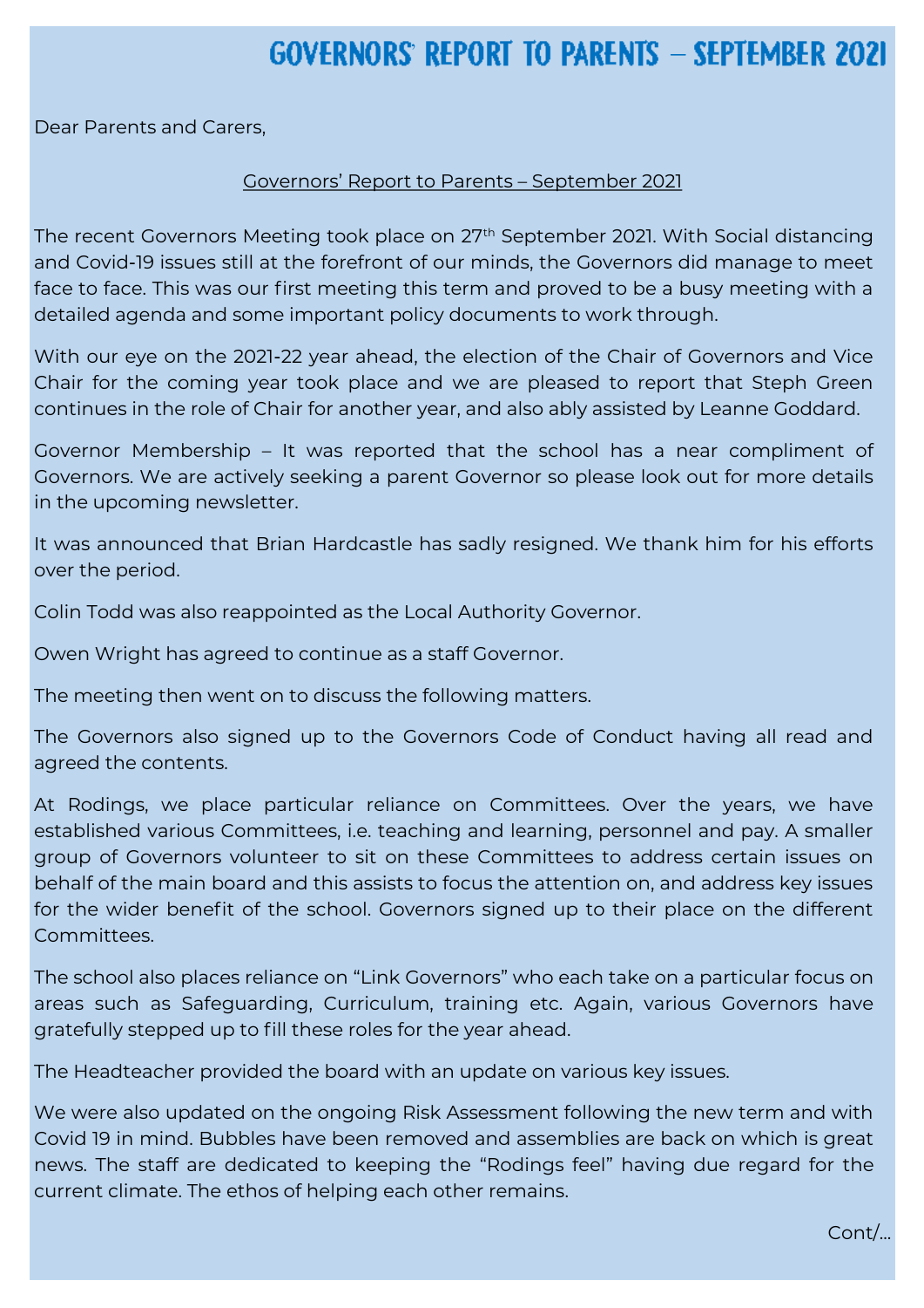# GOVERNORS' REPORT TO PARENTS – SEPTEMBER 2021

Dear Parents and Carers,

Governors' Report to Parents – September 2021

The recent Governors Meeting took place on 27th September 2021. With Social distancing and Covid-19 issues still at the forefront of our minds, the Governors did manage to meet face to face. This was our first meeting this term and proved to be a busy meeting with a detailed agenda and some important policy documents to work through.

With our eye on the 2021-22 year ahead, the election of the Chair of Governors and Vice Chair for the coming year took place and we are pleased to report that Steph Green continues in the role of Chair for another year, and also ably assisted by Leanne Goddard.

Governor Membership – It was reported that the school has a near compliment of Governors. We are actively seeking a parent Governor so please look out for more details in the upcoming newsletter.

It was announced that Brian Hardcastle has sadly resigned. We thank him for his efforts over the period.

Colin Todd was also reappointed as the Local Authority Governor.

Owen Wright has agreed to continue as a staff Governor.

The meeting then went on to discuss the following matters.

The Governors also signed up to the Governors Code of Conduct having all read and agreed the contents.

At Rodings, we place particular reliance on Committees. Over the years, we have established various Committees, i.e. teaching and learning, personnel and pay. A smaller group of Governors volunteer to sit on these Committees to address certain issues on behalf of the main board and this assists to focus the attention on, and address key issues for the wider benefit of the school. Governors signed up to their place on the different Committees.

The school also places reliance on "Link Governors" who each take on a particular focus on areas such as Safeguarding, Curriculum, training etc. Again, various Governors have gratefully stepped up to fill these roles for the year ahead.

The Headteacher provided the board with an update on various key issues.

We were also updated on the ongoing Risk Assessment following the new term and with Covid 19 in mind. Bubbles have been removed and assemblies are back on which is great news. The staff are dedicated to keeping the "Rodings feel" having due regard for the current climate. The ethos of helping each other remains.

Cont/...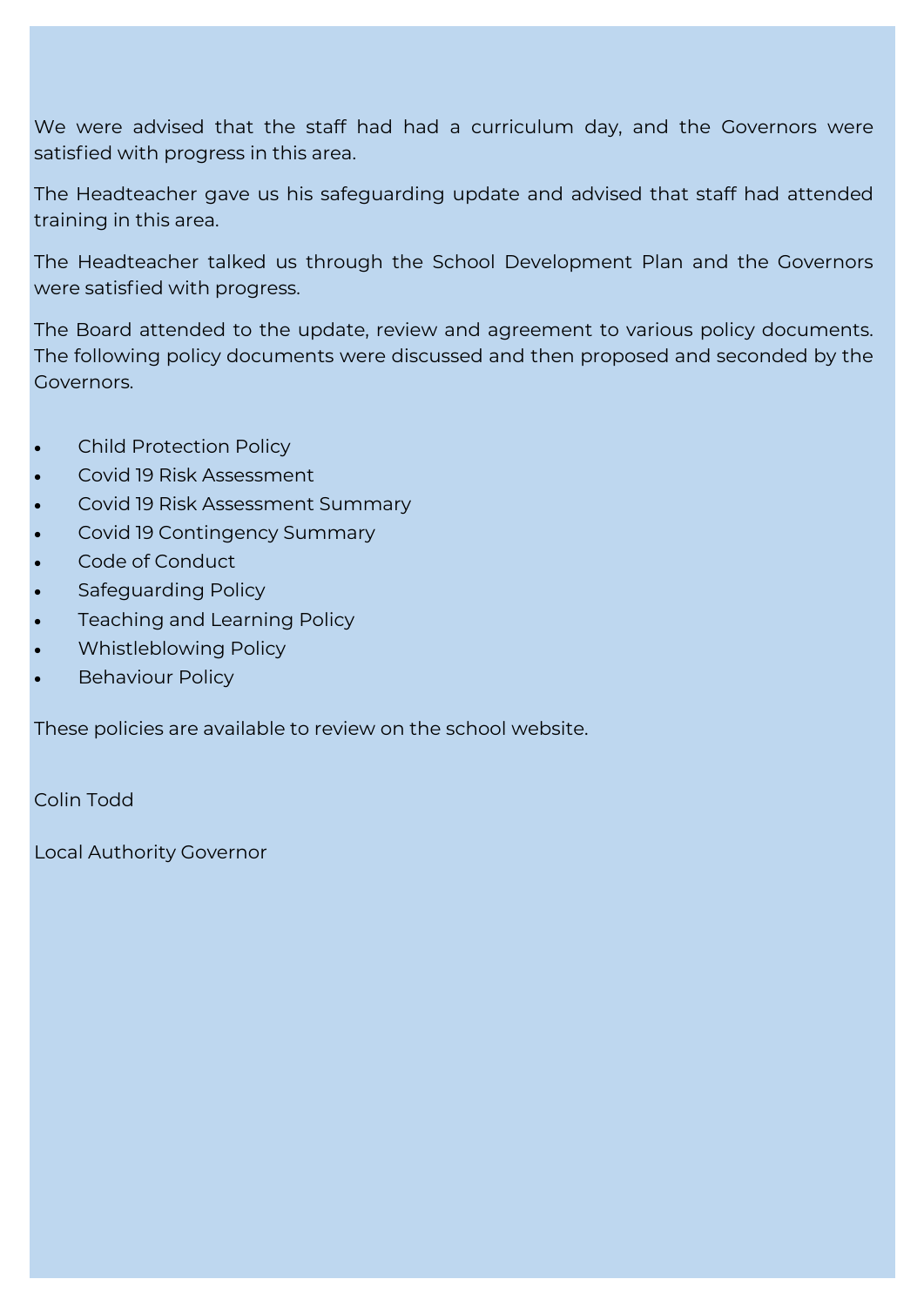We were advised that the staff had had a curriculum day, and the Governors were satisfied with progress in this area.

The Headteacher gave us his safeguarding update and advised that staff had attended training in this area.

The Headteacher talked us through the School Development Plan and the Governors were satisfied with progress.

The Board attended to the update, review and agreement to various policy documents. The following policy documents were discussed and then proposed and seconded by the Governors.

- Child Protection Policy
- Covid 19 Risk Assessment
- Covid 19 Risk Assessment Summary
- Covid 19 Contingency Summary
- Code of Conduct
- Safeguarding Policy
- Teaching and Learning Policy
- Whistleblowing Policy
- Behaviour Policy

These policies are available to review on the school website.

Colin Todd

Local Authority Governor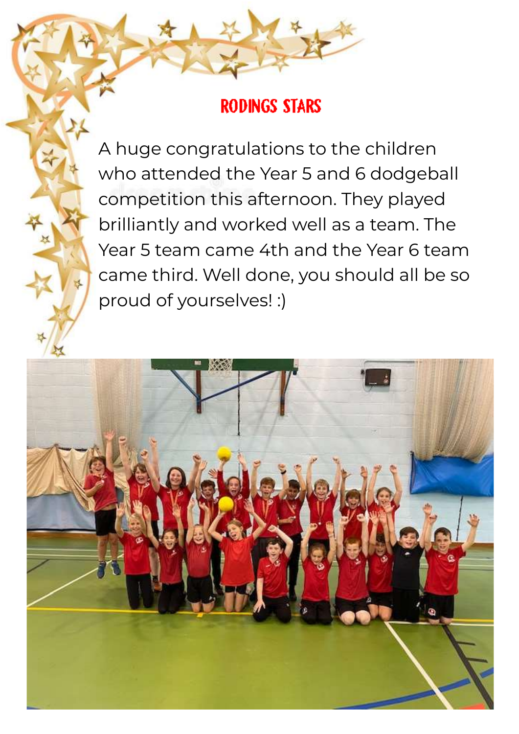## RODINGS STARS

A huge congratulations to the children who attended the Year 5 and 6 dodgeball competition this afternoon. They played brilliantly and worked well as a team. The Year 5 team came 4th and the Year 6 team came third. Well done, you should all be so proud of yourselves! :)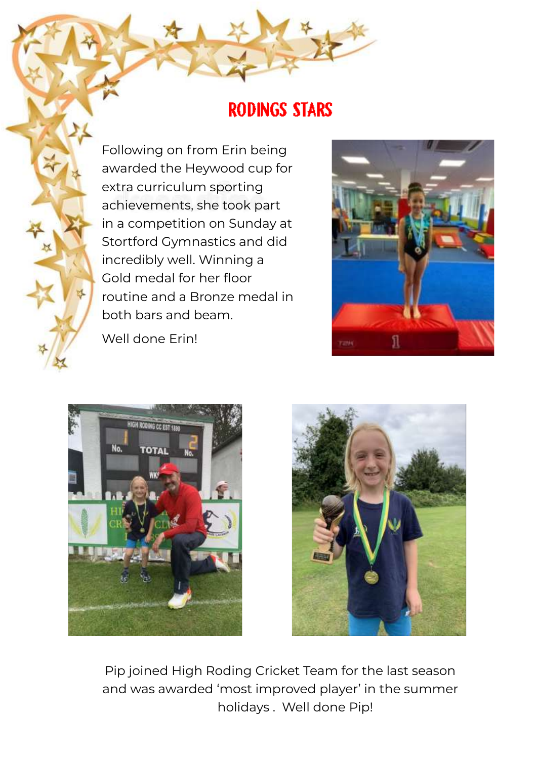# RODINGS STARS

Following on from Erin being awarded the Heywood cup for extra curriculum sporting achievements, she took part in a competition on Sunday at Stortford Gymnastics and did incredibly well. Winning a Gold medal for her floor routine and a Bronze medal in both bars and beam.

Well done Erin!

Pip joined High Roding Cricket Team for the last season and was awarded 'most improved player' in the summer holidays . Well done Pip!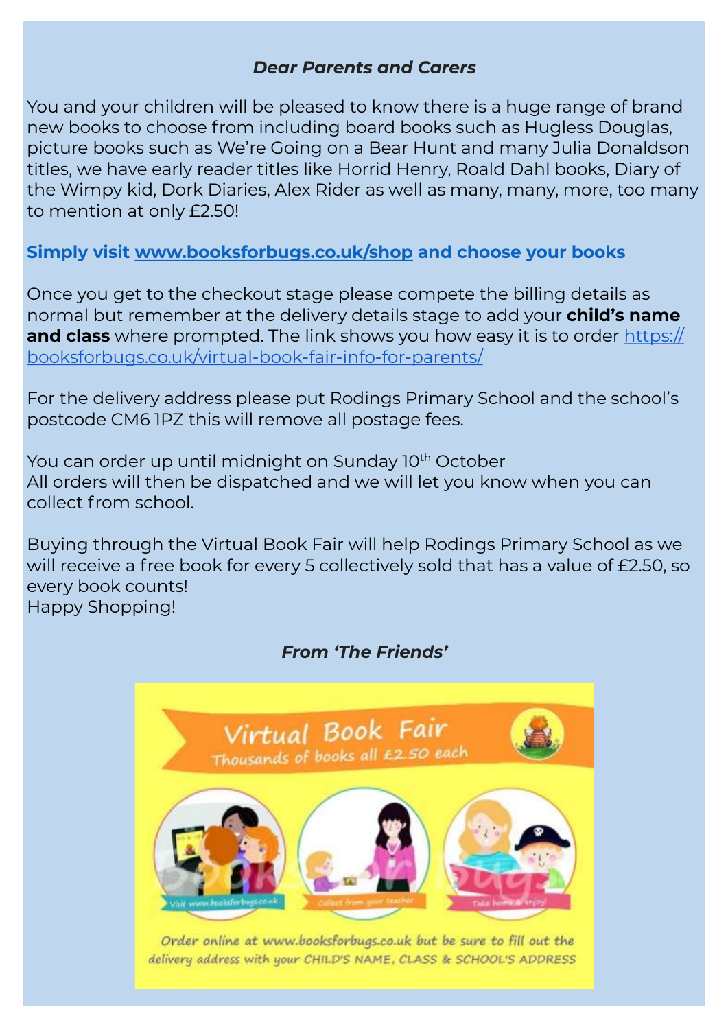***Dear Parents and Carers***

You and your children will be pleased to know there is a huge range of brand new books to choose from including board books such as Hugless Douglas, picture books such as We're Going on a Bear Hunt and many Julia Donaldson titles, we have early reader titles like Horrid Henry, Roald Dahl books, Diary of the Wimpy kid, Dork Diaries, Alex Rider as well as many, many, more, too many to mention at only £2.50!

**Simply visit [www.booksforbugs.co.uk/shop](www.booksforbugs.co.uk/shop) and choose your books**

Once you get to the checkout stage please compete the billing details as normal but remember at the delivery details stage to add your **child's name and class** where prompted. The link shows you how easy it is to order [https://booksforbugs.co.uk/virtual-book-fair-info-for-parents/](https://booksforbugs.co.uk/virtual-book-fair-info-for-parents/)

For the delivery address please put Rodings Primary School and the school's postcode CM6 1PZ this will remove all postage fees.

You can order up until midnight on Sunday 10th October
All orders will then be dispatched and we will let you know when you can collect from school.

Buying through the Virtual Book Fair will help Rodings Primary School as we will receive a free book for every 5 collectively sold that has a value of £2.50, so every book counts!
Happy Shopping!

***From 'The Friends'***

Virtual Book Fair
Thousands of books all £2.50 each

Visit www.booksforbugs.co.uk — Collect from your teacher — Take home & enjoy!

Order online at www.booksforbugs.co.uk but be sure to fill out the delivery address with your CHILD'S NAME, CLASS & SCHOOL'S ADDRESS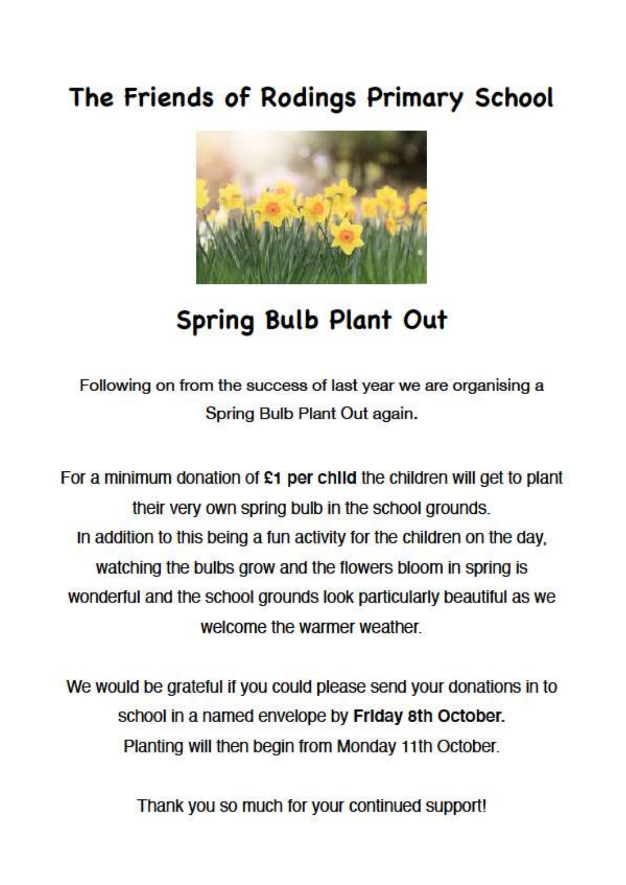# The Friends of Rodings Primary School

## Spring Bulb Plant Out

Following on from the success of last year we are organising a Spring Bulb Plant Out again.

For a minimum donation of **£1 per child** the children will get to plant their very own spring bulb in the school grounds.
In addition to this being a fun activity for the children on the day, watching the bulbs grow and the flowers bloom in spring is wonderful and the school grounds look particularly beautiful as we welcome the warmer weather.

We would be grateful if you could please send your donations in to school in a named envelope by **Friday 8th October.**
Planting will then begin from Monday 11th October.

Thank you so much for your continued support!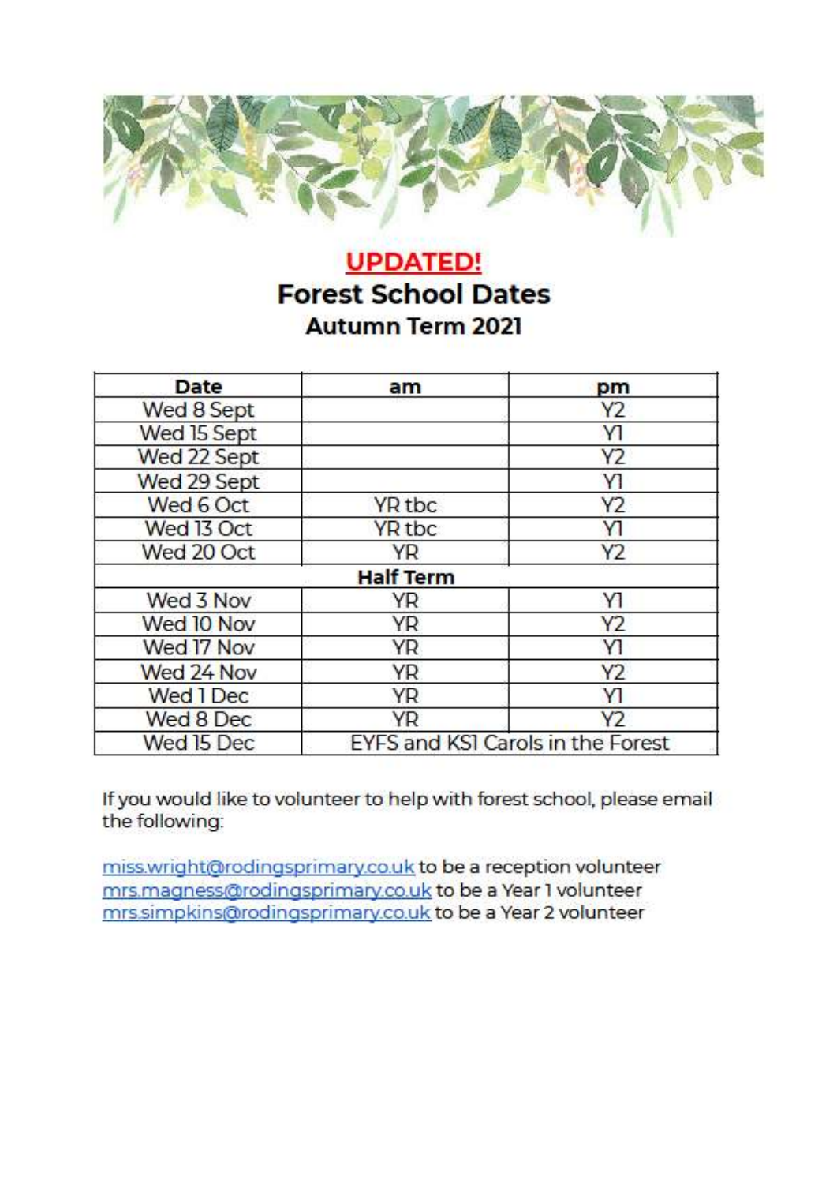**UPDATED!**

# Forest School Dates

## Autumn Term 2021

| Date | am | pm |
|---|---|---|
| Wed 8 Sept | | Y2 |
| Wed 15 Sept | | Y1 |
| Wed 22 Sept | | Y2 |
| Wed 29 Sept | | Y1 |
| Wed 6 Oct | YR tbc | Y2 |
| Wed 13 Oct | YR tbc | Y1 |
| Wed 20 Oct | YR | Y2 |
| | **Half Term** | |
| Wed 3 Nov | YR | Y1 |
| Wed 10 Nov | YR | Y2 |
| Wed 17 Nov | YR | Y1 |
| Wed 24 Nov | YR | Y2 |
| Wed 1 Dec | YR | Y1 |
| Wed 8 Dec | YR | Y2 |
| Wed 15 Dec | EYFS and KS1 Carols in the Forest | |

If you would like to volunteer to help with forest school, please email the following:

miss.wright@rodingsprimary.co.uk to be a reception volunteer
mrs.magness@rodingsprimary.co.uk to be a Year 1 volunteer
mrs.simpkins@rodingsprimary.co.uk to be a Year 2 volunteer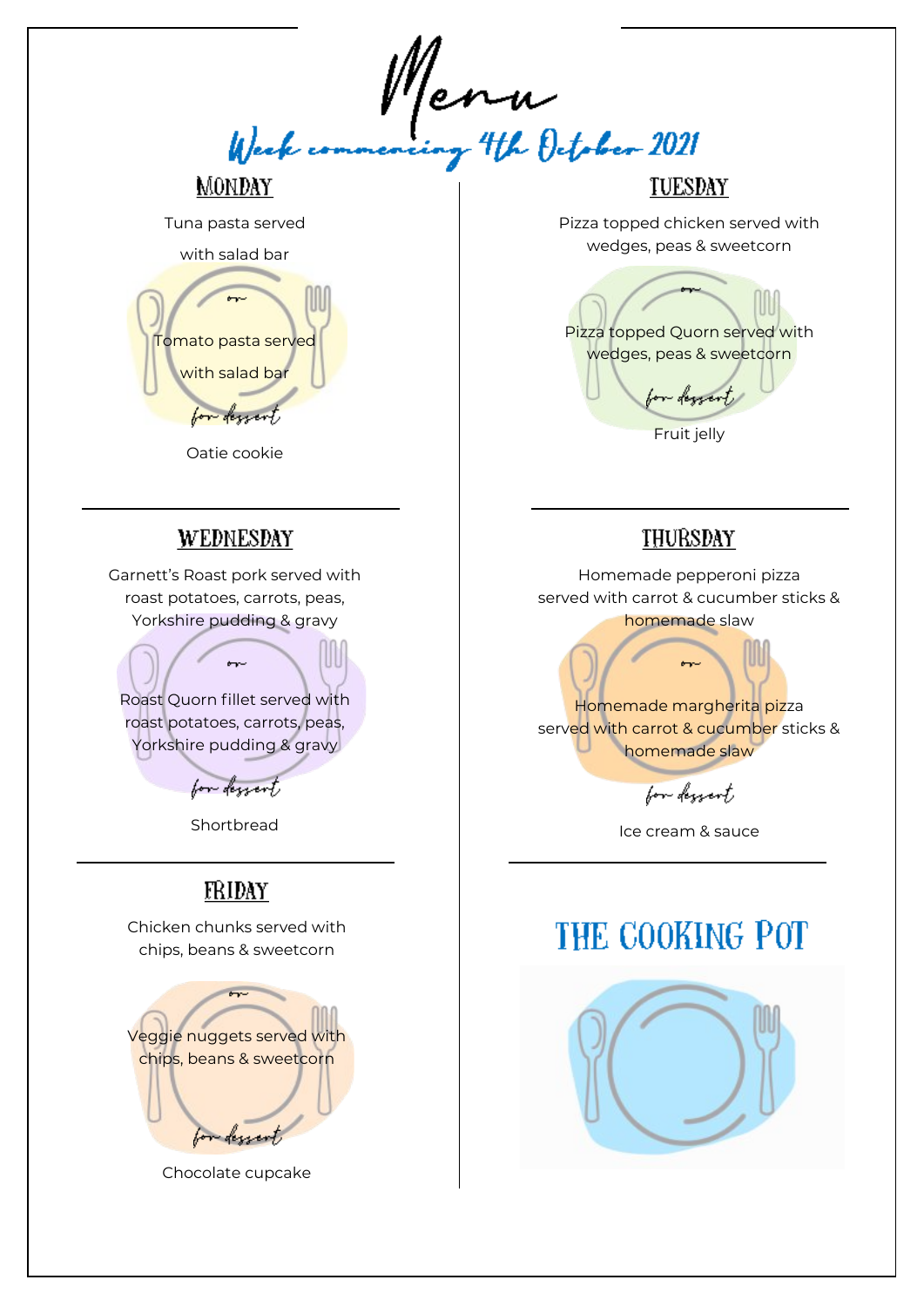# Menu

## Week commencing 4th October 2021

### MONDAY

Tuna pasta served with salad bar

*or*

Tomato pasta served with salad bar

*for dessert*

Oatie cookie

### TUESDAY

Pizza topped chicken served with wedges, peas & sweetcorn

*or*

Pizza topped Quorn served with wedges, peas & sweetcorn

*for dessert*

Fruit jelly

### WEDNESDAY

Garnett's Roast pork served with roast potatoes, carrots, peas, Yorkshire pudding & gravy

*or*

Roast Quorn fillet served with roast potatoes, carrots, peas, Yorkshire pudding & gravy

*for dessert*

Shortbread

### THURSDAY

Homemade pepperoni pizza served with carrot & cucumber sticks & homemade slaw

*or*

Homemade margherita pizza served with carrot & cucumber sticks & homemade slaw

*for dessert*

Ice cream & sauce

### FRIDAY

Chicken chunks served with chips, beans & sweetcorn

*or*

Veggie nuggets served with chips, beans & sweetcorn

*for dessert*

Chocolate cupcake

## THE COOKING POT